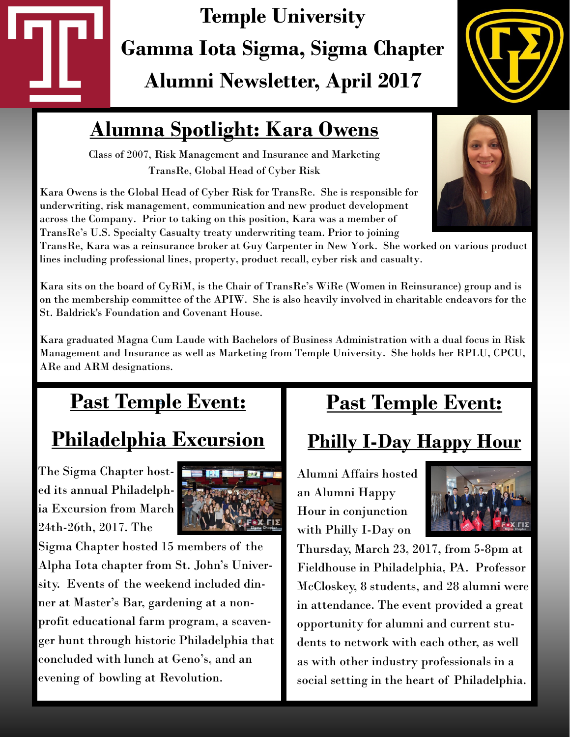# Temple University

# Gamma Iota Sigma, Sigma Chapter

# Alumni Newsletter, April 2017

## Alumna Spotlight: Kara Owens

Class of 2007, Risk Management and Insurance and Marketing

TransRe, Global Head of Cyber Risk

Kara Owens is the Global Head of Cyber Risk for TransRe. She is responsible for underwriting, risk management, communication and new product development across the Company. Prior to taking on this position, Kara was a member of TransRe's U.S. Specialty Casualty treaty underwriting team. Prior to joining TransRe, Kara was a reinsurance broker at Guy Carpenter in New York. She worked on various product lines including professional lines, property, product recall, cyber risk and casualty.

Kara sits on the board of CyRiM, is the Chair of TransRe's WiRe (Women in Reinsurance) group and is on the membership committee of the APIW. She is also heavily involved in charitable endeavors for the St. Baldrick's Foundation and Covenant House.

Kara graduated Magna Cum Laude with Bachelors of Business Administration with a dual focus in Risk Management and Insurance as well as Marketing from Temple University. She holds her RPLU, CPCU, ARe and ARM designations.

## Past Temple Event: Philadelphia Excursion

The Sigma Chapter hosted its annual Philadelphia Excursion from March 24th-26th, 2017. The Sigma Chapter hosted 15 members of the Alpha Iota chapter from St. John's University. Events of the weekend included dinner at Master's Bar, gardening at a non-profit educational farm program, a scavenger hunt through historic Philadelphia that concluded with lunch at Geno's, and an evening of bowling at Revolution.

## Past Temple Event: Philly I-Day Happy Hour

Alumni Affairs hosted an Alumni Happy Hour in conjunction with Philly I-Day on Thursday, March 23, 2017, from 5-8pm at Fieldhouse in Philadelphia, PA. Professor McCloskey, 8 students, and 28 alumni were in attendance. The event provided a great opportunity for alumni and current students to network with each other, as well as with other industry professionals in a social setting in the heart of Philadelphia.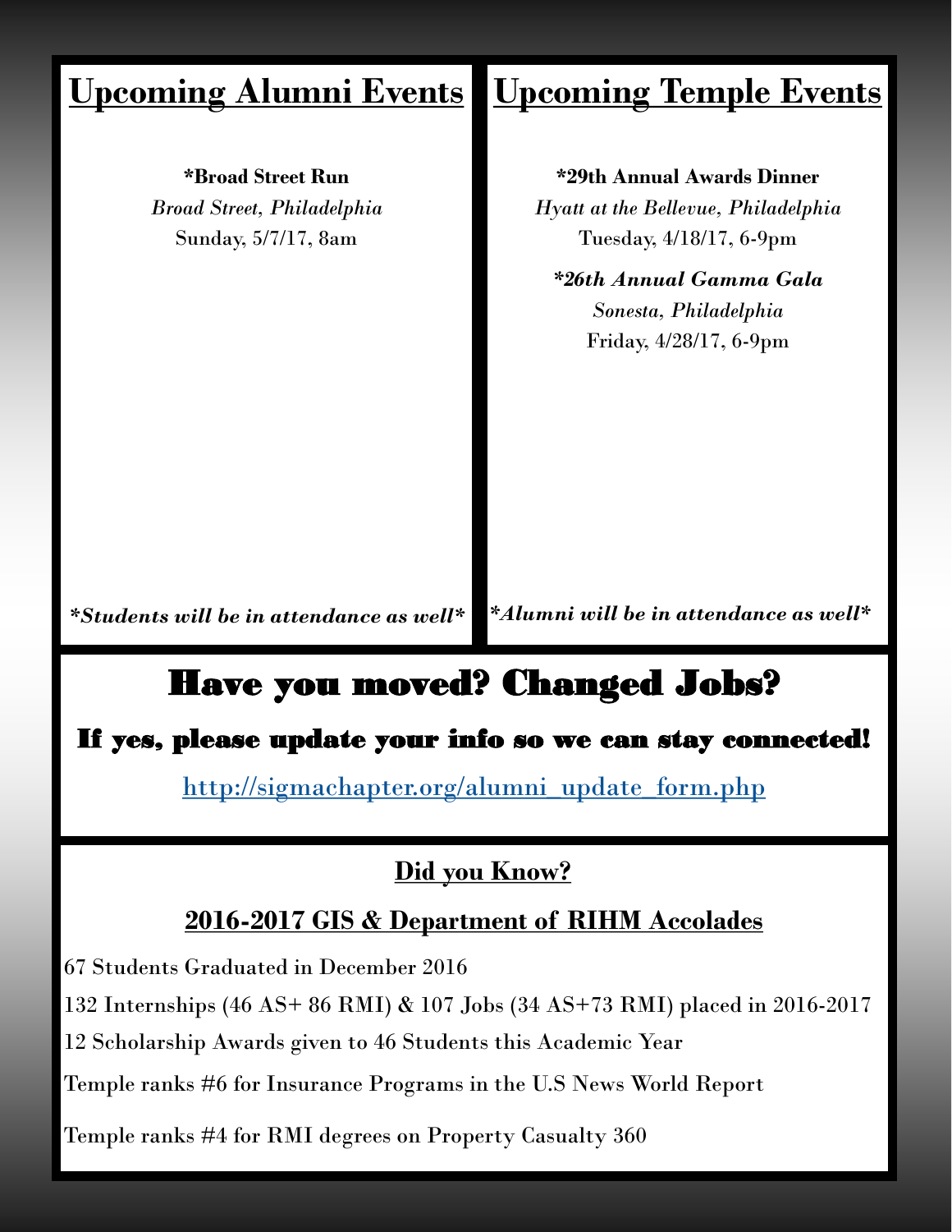## Upcoming Alumni Events

**\*Broad Street Run**
*Broad Street, Philadelphia*
Sunday, 5/7/17, 8am

***\*Students will be in attendance as well\****

## Upcoming Temple Events

**\*29th Annual Awards Dinner**
*Hyatt at the Bellevue, Philadelphia*
Tuesday, 4/18/17, 6-9pm

***\*26th Annual Gamma Gala***
*Sonesta, Philadelphia*
Friday, 4/28/17, 6-9pm

***\*Alumni will be in attendance as well\****

# Have you moved? Changed Jobs?

## If yes, please update your info so we can stay connected!

[http://sigmachapter.org/alumni_update_form.php](http://sigmachapter.org/alumni_update_form.php)

### Did you Know?

### 2016-2017 GIS & Department of RIHM Accolades

67 Students Graduated in December 2016

132 Internships (46 AS+ 86 RMI) & 107 Jobs (34 AS+73 RMI) placed in 2016-2017

12 Scholarship Awards given to 46 Students this Academic Year

Temple ranks #6 for Insurance Programs in the U.S News World Report

Temple ranks #4 for RMI degrees on Property Casualty 360